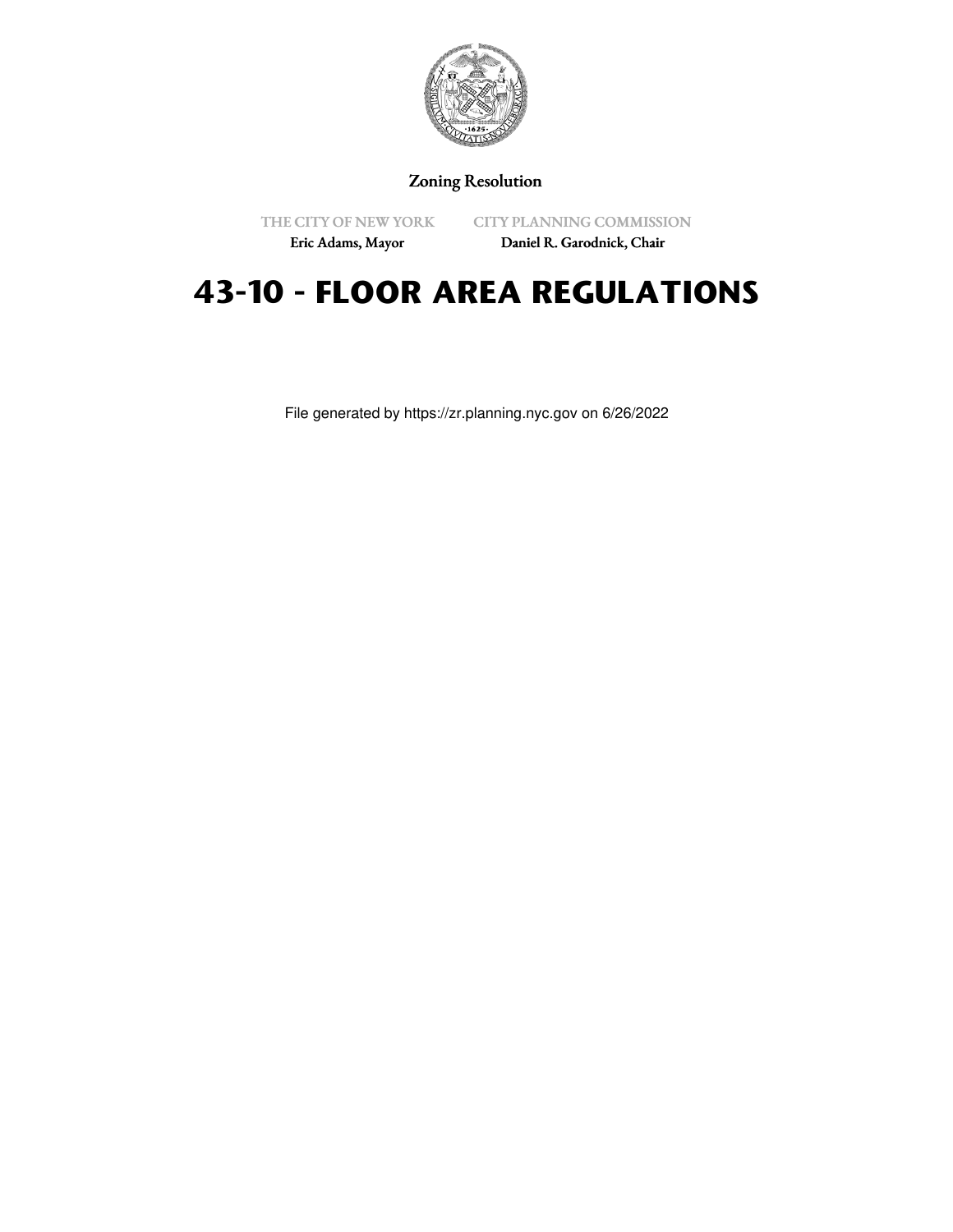Zoning Resolution

THE CITY OF NEW YORK
Eric Adams, Mayor

CITY PLANNING COMMISSION
Daniel R. Garodnick, Chair

# 43-10 - FLOOR AREA REGULATIONS

File generated by https://zr.planning.nyc.gov on 6/26/2022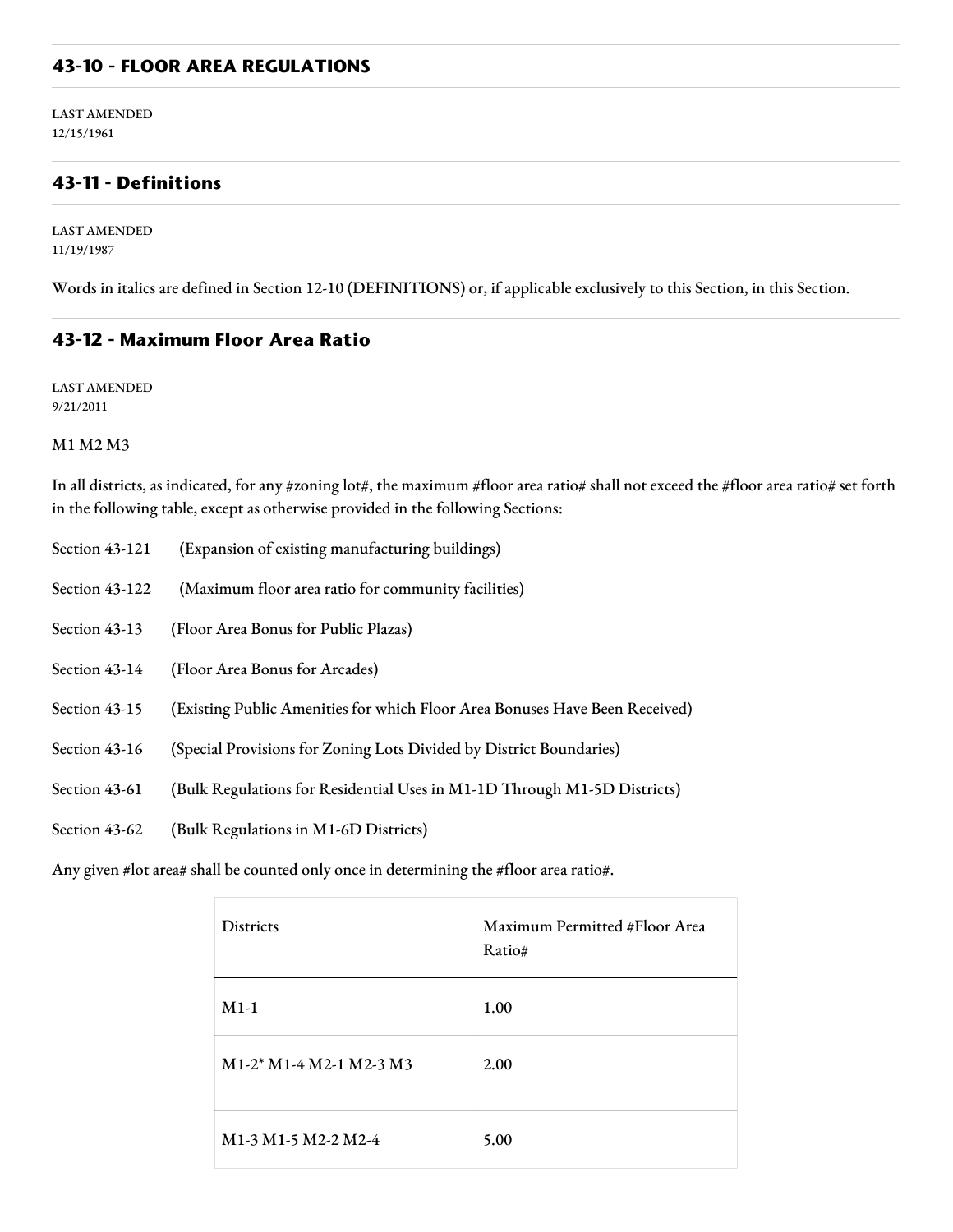## 43-10 - FLOOR AREA REGULATIONS

LAST AMENDED
12/15/1961

## 43-11 - Definitions

LAST AMENDED
11/19/1987

Words in italics are defined in Section 12-10 (DEFINITIONS) or, if applicable exclusively to this Section, in this Section.

## 43-12 - Maximum Floor Area Ratio

LAST AMENDED
9/21/2011

M1 M2 M3

In all districts, as indicated, for any #zoning lot#, the maximum #floor area ratio# shall not exceed the #floor area ratio# set forth in the following table, except as otherwise provided in the following Sections:

Section 43-121 (Expansion of existing manufacturing buildings)

Section 43-122 (Maximum floor area ratio for community facilities)

Section 43-13 (Floor Area Bonus for Public Plazas)

Section 43-14 (Floor Area Bonus for Arcades)

Section 43-15 (Existing Public Amenities for which Floor Area Bonuses Have Been Received)

Section 43-16 (Special Provisions for Zoning Lots Divided by District Boundaries)

Section 43-61 (Bulk Regulations for Residential Uses in M1-1D Through M1-5D Districts)

Section 43-62 (Bulk Regulations in M1-6D Districts)

Any given #lot area# shall be counted only once in determining the #floor area ratio#.

| Districts | Maximum Permitted #Floor Area Ratio# |
|---|---|
| M1-1 | 1.00 |
| M1-2* M1-4 M2-1 M2-3 M3 | 2.00 |
| M1-3 M1-5 M2-2 M2-4 | 5.00 |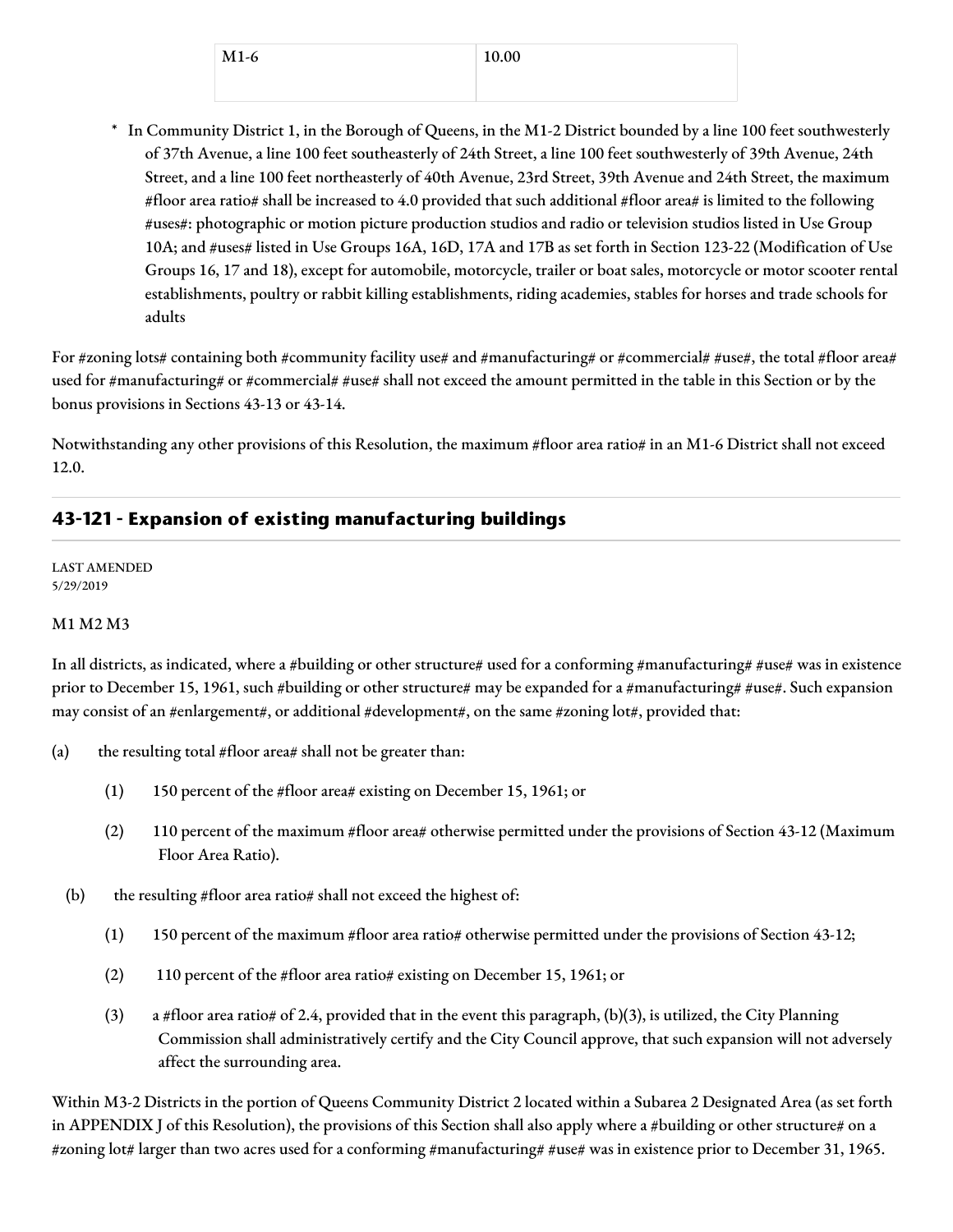| M1-6 | 10.00 |
|---|---|

\* In Community District 1, in the Borough of Queens, in the M1-2 District bounded by a line 100 feet southwesterly of 37th Avenue, a line 100 feet southeasterly of 24th Street, a line 100 feet southwesterly of 39th Avenue, 24th Street, and a line 100 feet northeasterly of 40th Avenue, 23rd Street, 39th Avenue and 24th Street, the maximum #floor area ratio# shall be increased to 4.0 provided that such additional #floor area# is limited to the following #uses#: photographic or motion picture production studios and radio or television studios listed in Use Group 10A; and #uses# listed in Use Groups 16A, 16D, 17A and 17B as set forth in Section 123-22 (Modification of Use Groups 16, 17 and 18), except for automobile, motorcycle, trailer or boat sales, motorcycle or motor scooter rental establishments, poultry or rabbit killing establishments, riding academies, stables for horses and trade schools for adults

For #zoning lots# containing both #community facility use# and #manufacturing# or #commercial# #use#, the total #floor area# used for #manufacturing# or #commercial# #use# shall not exceed the amount permitted in the table in this Section or by the bonus provisions in Sections 43-13 or 43-14.

Notwithstanding any other provisions of this Resolution, the maximum #floor area ratio# in an M1-6 District shall not exceed 12.0.

## 43-121 - Expansion of existing manufacturing buildings

LAST AMENDED
5/29/2019

M1 M2 M3

In all districts, as indicated, where a #building or other structure# used for a conforming #manufacturing# #use# was in existence prior to December 15, 1961, such #building or other structure# may be expanded for a #manufacturing# #use#. Such expansion may consist of an #enlargement#, or additional #development#, on the same #zoning lot#, provided that:

(a) the resulting total #floor area# shall not be greater than:

  (1) 150 percent of the #floor area# existing on December 15, 1961; or

  (2) 110 percent of the maximum #floor area# otherwise permitted under the provisions of Section 43-12 (Maximum Floor Area Ratio).

(b) the resulting #floor area ratio# shall not exceed the highest of:

  (1) 150 percent of the maximum #floor area ratio# otherwise permitted under the provisions of Section 43-12;

  (2) 110 percent of the #floor area ratio# existing on December 15, 1961; or

  (3) a #floor area ratio# of 2.4, provided that in the event this paragraph, (b)(3), is utilized, the City Planning Commission shall administratively certify and the City Council approve, that such expansion will not adversely affect the surrounding area.

Within M3-2 Districts in the portion of Queens Community District 2 located within a Subarea 2 Designated Area (as set forth in APPENDIX J of this Resolution), the provisions of this Section shall also apply where a #building or other structure# on a #zoning lot# larger than two acres used for a conforming #manufacturing# #use# was in existence prior to December 31, 1965.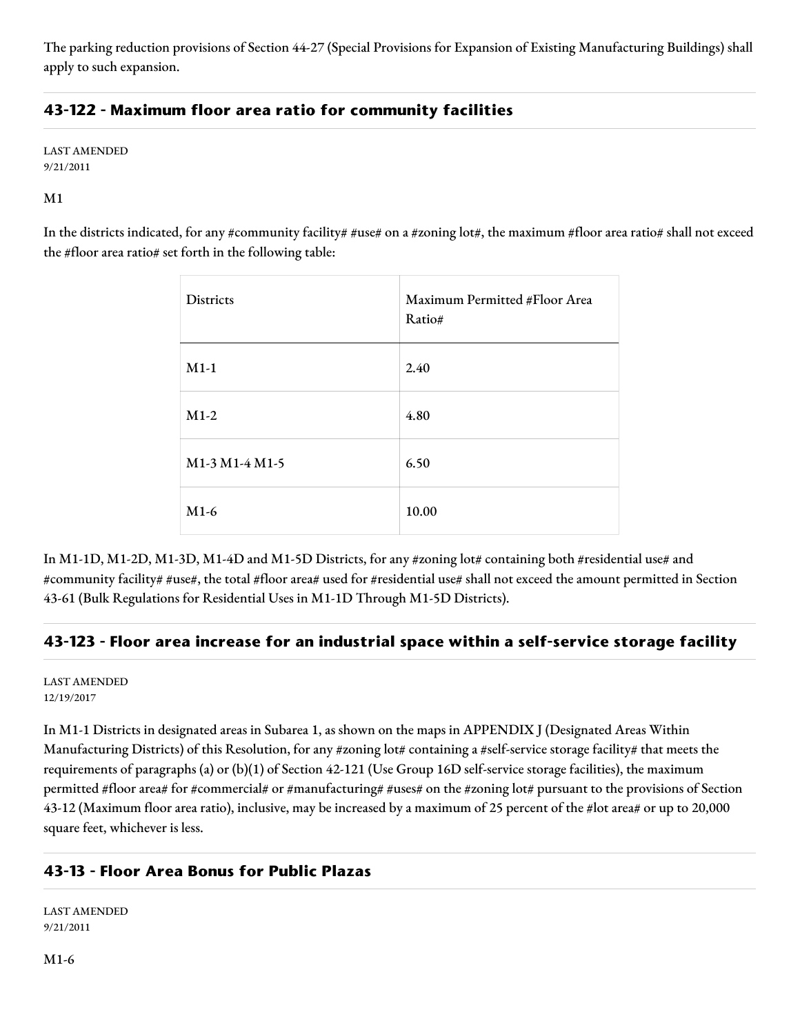The parking reduction provisions of Section 44-27 (Special Provisions for Expansion of Existing Manufacturing Buildings) shall apply to such expansion.

## 43-122 - Maximum floor area ratio for community facilities

LAST AMENDED
9/21/2011

M1

In the districts indicated, for any #community facility# #use# on a #zoning lot#, the maximum #floor area ratio# shall not exceed the #floor area ratio# set forth in the following table:

| Districts | Maximum Permitted #Floor Area Ratio# |
|---|---|
| M1-1 | 2.40 |
| M1-2 | 4.80 |
| M1-3 M1-4 M1-5 | 6.50 |
| M1-6 | 10.00 |

In M1-1D, M1-2D, M1-3D, M1-4D and M1-5D Districts, for any #zoning lot# containing both #residential use# and #community facility# #use#, the total #floor area# used for #residential use# shall not exceed the amount permitted in Section 43-61 (Bulk Regulations for Residential Uses in M1-1D Through M1-5D Districts).

## 43-123 - Floor area increase for an industrial space within a self-service storage facility

LAST AMENDED
12/19/2017

In M1-1 Districts in designated areas in Subarea 1, as shown on the maps in APPENDIX J (Designated Areas Within Manufacturing Districts) of this Resolution, for any #zoning lot# containing a #self-service storage facility# that meets the requirements of paragraphs (a) or (b)(1) of Section 42-121 (Use Group 16D self-service storage facilities), the maximum permitted #floor area# for #commercial# or #manufacturing# #uses# on the #zoning lot# pursuant to the provisions of Section 43-12 (Maximum floor area ratio), inclusive, may be increased by a maximum of 25 percent of the #lot area# or up to 20,000 square feet, whichever is less.

## 43-13 - Floor Area Bonus for Public Plazas

LAST AMENDED
9/21/2011

M1-6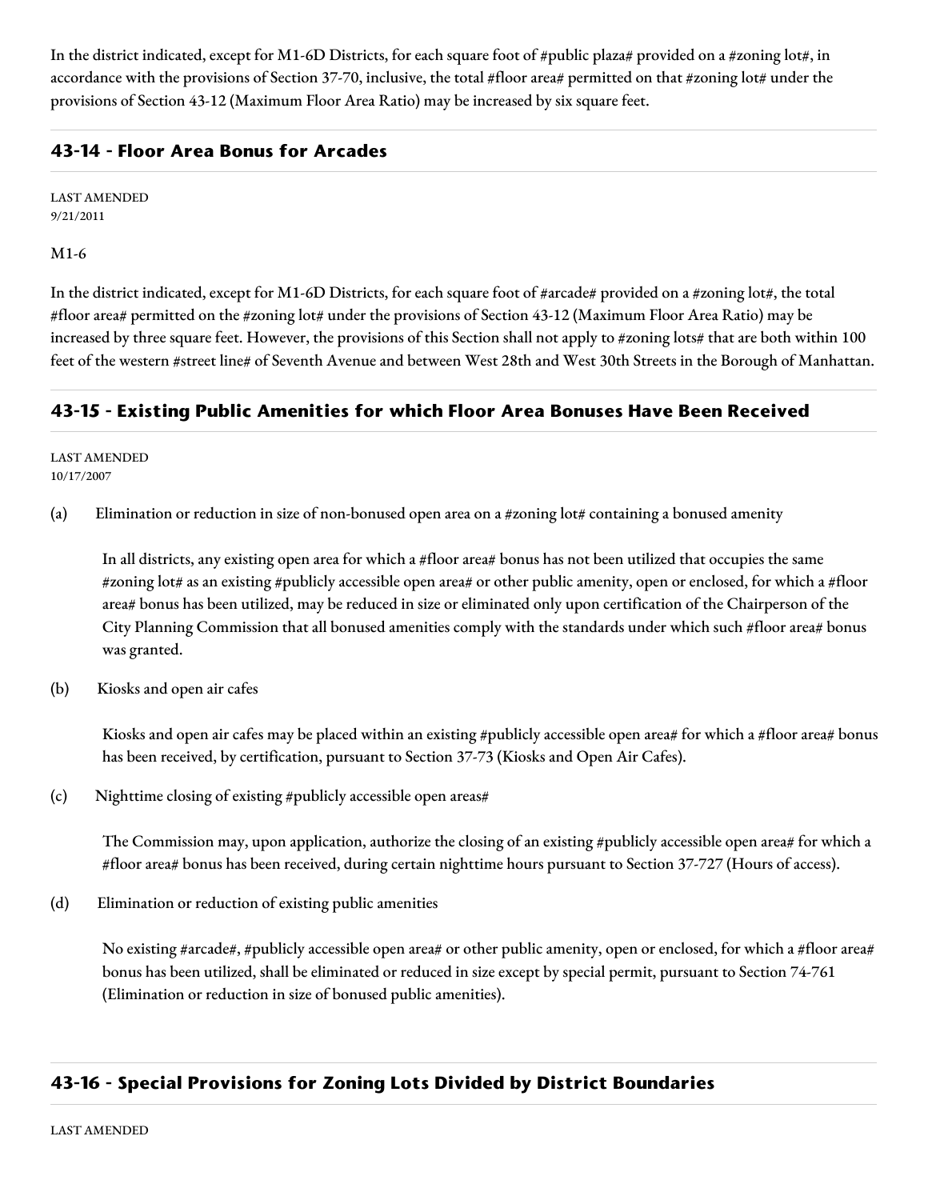In the district indicated, except for M1-6D Districts, for each square foot of #public plaza# provided on a #zoning lot#, in accordance with the provisions of Section 37-70, inclusive, the total #floor area# permitted on that #zoning lot# under the provisions of Section 43-12 (Maximum Floor Area Ratio) may be increased by six square feet.

## 43-14 - Floor Area Bonus for Arcades

LAST AMENDED
9/21/2011

M1-6

In the district indicated, except for M1-6D Districts, for each square foot of #arcade# provided on a #zoning lot#, the total #floor area# permitted on the #zoning lot# under the provisions of Section 43-12 (Maximum Floor Area Ratio) may be increased by three square feet. However, the provisions of this Section shall not apply to #zoning lots# that are both within 100 feet of the western #street line# of Seventh Avenue and between West 28th and West 30th Streets in the Borough of Manhattan.

## 43-15 - Existing Public Amenities for which Floor Area Bonuses Have Been Received

LAST AMENDED
10/17/2007

(a) Elimination or reduction in size of non-bonused open area on a #zoning lot# containing a bonused amenity

In all districts, any existing open area for which a #floor area# bonus has not been utilized that occupies the same #zoning lot# as an existing #publicly accessible open area# or other public amenity, open or enclosed, for which a #floor area# bonus has been utilized, may be reduced in size or eliminated only upon certification of the Chairperson of the City Planning Commission that all bonused amenities comply with the standards under which such #floor area# bonus was granted.

(b) Kiosks and open air cafes

Kiosks and open air cafes may be placed within an existing #publicly accessible open area# for which a #floor area# bonus has been received, by certification, pursuant to Section 37-73 (Kiosks and Open Air Cafes).

(c) Nighttime closing of existing #publicly accessible open areas#

The Commission may, upon application, authorize the closing of an existing #publicly accessible open area# for which a #floor area# bonus has been received, during certain nighttime hours pursuant to Section 37-727 (Hours of access).

(d) Elimination or reduction of existing public amenities

No existing #arcade#, #publicly accessible open area# or other public amenity, open or enclosed, for which a #floor area# bonus has been utilized, shall be eliminated or reduced in size except by special permit, pursuant to Section 74-761 (Elimination or reduction in size of bonused public amenities).

## 43-16 - Special Provisions for Zoning Lots Divided by District Boundaries

LAST AMENDED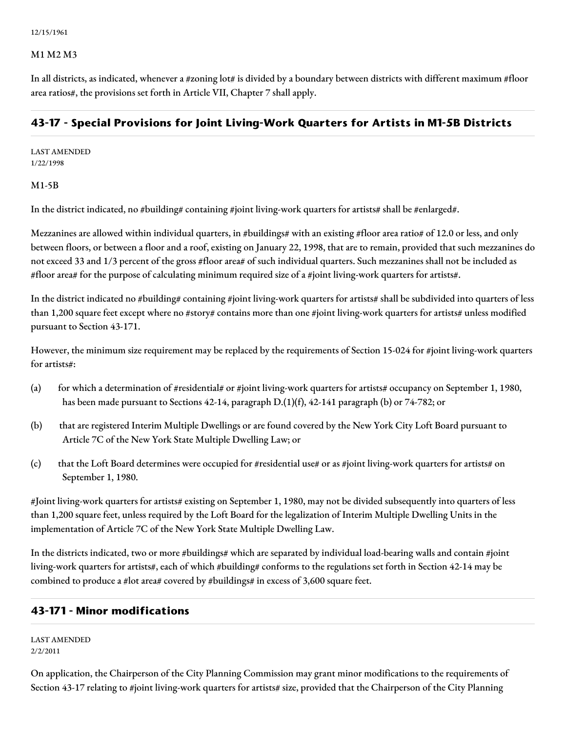12/15/1961

M1 M2 M3

In all districts, as indicated, whenever a #zoning lot# is divided by a boundary between districts with different maximum #floor area ratios#, the provisions set forth in Article VII, Chapter 7 shall apply.

## 43-17 - Special Provisions for Joint Living-Work Quarters for Artists in M1-5B Districts

LAST AMENDED
1/22/1998

M1-5B

In the district indicated, no #building# containing #joint living-work quarters for artists# shall be #enlarged#.

Mezzanines are allowed within individual quarters, in #buildings# with an existing #floor area ratio# of 12.0 or less, and only between floors, or between a floor and a roof, existing on January 22, 1998, that are to remain, provided that such mezzanines do not exceed 33 and 1/3 percent of the gross #floor area# of such individual quarters. Such mezzanines shall not be included as #floor area# for the purpose of calculating minimum required size of a #joint living-work quarters for artists#.

In the district indicated no #building# containing #joint living-work quarters for artists# shall be subdivided into quarters of less than 1,200 square feet except where no #story# contains more than one #joint living-work quarters for artists# unless modified pursuant to Section 43-171.

However, the minimum size requirement may be replaced by the requirements of Section 15-024 for #joint living-work quarters for artists#:

(a) for which a determination of #residential# or #joint living-work quarters for artists# occupancy on September 1, 1980, has been made pursuant to Sections 42-14, paragraph D.(1)(f), 42-141 paragraph (b) or 74-782; or

(b) that are registered Interim Multiple Dwellings or are found covered by the New York City Loft Board pursuant to Article 7C of the New York State Multiple Dwelling Law; or

(c) that the Loft Board determines were occupied for #residential use# or as #joint living-work quarters for artists# on September 1, 1980.

#Joint living-work quarters for artists# existing on September 1, 1980, may not be divided subsequently into quarters of less than 1,200 square feet, unless required by the Loft Board for the legalization of Interim Multiple Dwelling Units in the implementation of Article 7C of the New York State Multiple Dwelling Law.

In the districts indicated, two or more #buildings# which are separated by individual load-bearing walls and contain #joint living-work quarters for artists#, each of which #building# conforms to the regulations set forth in Section 42-14 may be combined to produce a #lot area# covered by #buildings# in excess of 3,600 square feet.

## 43-171 - Minor modifications

LAST AMENDED
2/2/2011

On application, the Chairperson of the City Planning Commission may grant minor modifications to the requirements of Section 43-17 relating to #joint living-work quarters for artists# size, provided that the Chairperson of the City Planning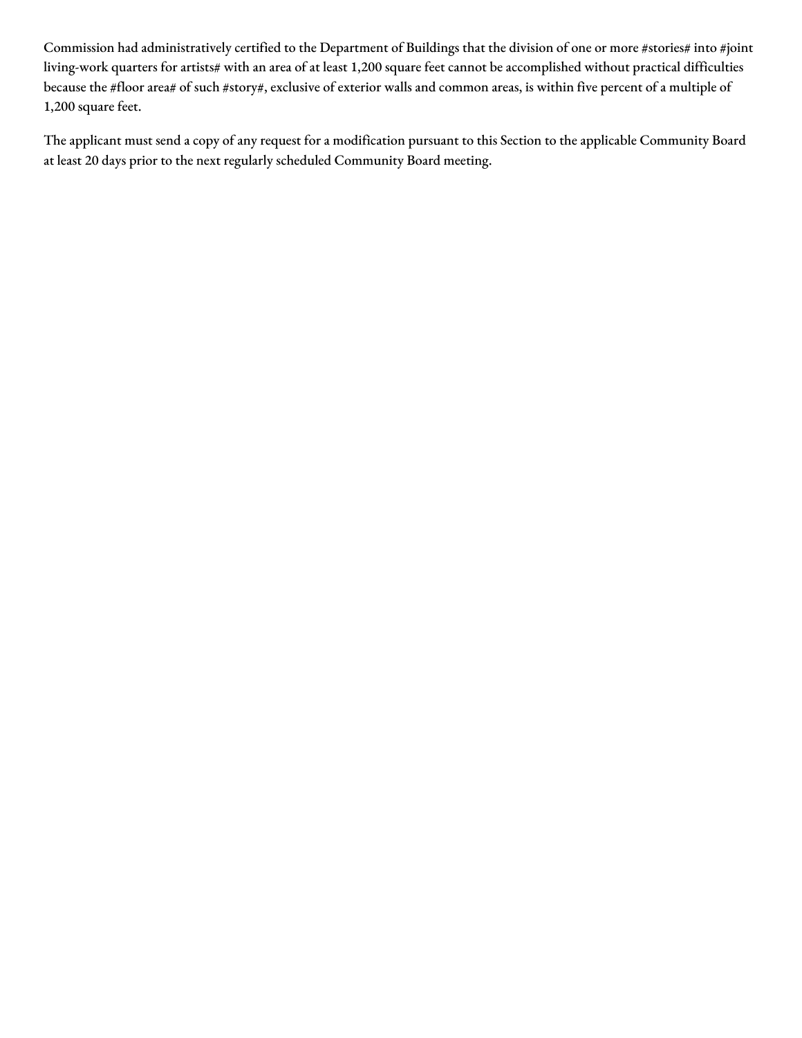Commission had administratively certified to the Department of Buildings that the division of one or more #stories# into #joint living-work quarters for artists# with an area of at least 1,200 square feet cannot be accomplished without practical difficulties because the #floor area# of such #story#, exclusive of exterior walls and common areas, is within five percent of a multiple of 1,200 square feet.

The applicant must send a copy of any request for a modification pursuant to this Section to the applicable Community Board at least 20 days prior to the next regularly scheduled Community Board meeting.